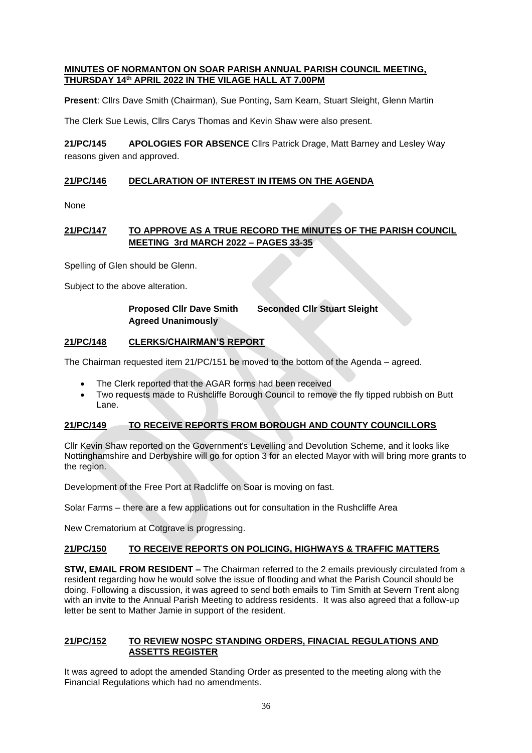**MINUTES OF NORMANTON ON SOAR PARISH ANNUAL PARISH COUNCIL MEETING, THURSDAY 14th APRIL 2022 IN THE VILAGE HALL AT 7.00PM**

**Present**: Cllrs Dave Smith (Chairman), Sue Ponting, Sam Kearn, Stuart Sleight, Glenn Martin

The Clerk Sue Lewis, Cllrs Carys Thomas and Kevin Shaw were also present.

**21/PC/145 APOLOGIES FOR ABSENCE** Cllrs Patrick Drage, Matt Barney and Lesley Way reasons given and approved.

**21/PC/146 DECLARATION OF INTEREST IN ITEMS ON THE AGENDA**

None

**21/PC/147 TO APPROVE AS A TRUE RECORD THE MINUTES OF THE PARISH COUNCIL MEETING 3rd MARCH 2022 – PAGES 33-35**

Spelling of Glen should be Glenn.

Subject to the above alteration.

**Proposed Cllr Dave Smith Seconded Cllr Stuart Sleight**
**Agreed Unanimously**

**21/PC/148 CLERKS/CHAIRMAN'S REPORT**

The Chairman requested item 21/PC/151 be moved to the bottom of the Agenda – agreed.

- The Clerk reported that the AGAR forms had been received
- Two requests made to Rushcliffe Borough Council to remove the fly tipped rubbish on Butt Lane.

**21/PC/149 TO RECEIVE REPORTS FROM BOROUGH AND COUNTY COUNCILLORS**

Cllr Kevin Shaw reported on the Government's Levelling and Devolution Scheme, and it looks like Nottinghamshire and Derbyshire will go for option 3 for an elected Mayor with will bring more grants to the region.

Development of the Free Port at Radcliffe on Soar is moving on fast.

Solar Farms – there are a few applications out for consultation in the Rushcliffe Area

New Crematorium at Cotgrave is progressing.

**21/PC/150 TO RECEIVE REPORTS ON POLICING, HIGHWAYS & TRAFFIC MATTERS**

**STW, EMAIL FROM RESIDENT –** The Chairman referred to the 2 emails previously circulated from a resident regarding how he would solve the issue of flooding and what the Parish Council should be doing. Following a discussion, it was agreed to send both emails to Tim Smith at Severn Trent along with an invite to the Annual Parish Meeting to address residents. It was also agreed that a follow-up letter be sent to Mather Jamie in support of the resident.

**21/PC/152 TO REVIEW NOSPC STANDING ORDERS, FINACIAL REGULATIONS AND ASSETTS REGISTER**

It was agreed to adopt the amended Standing Order as presented to the meeting along with the Financial Regulations which had no amendments.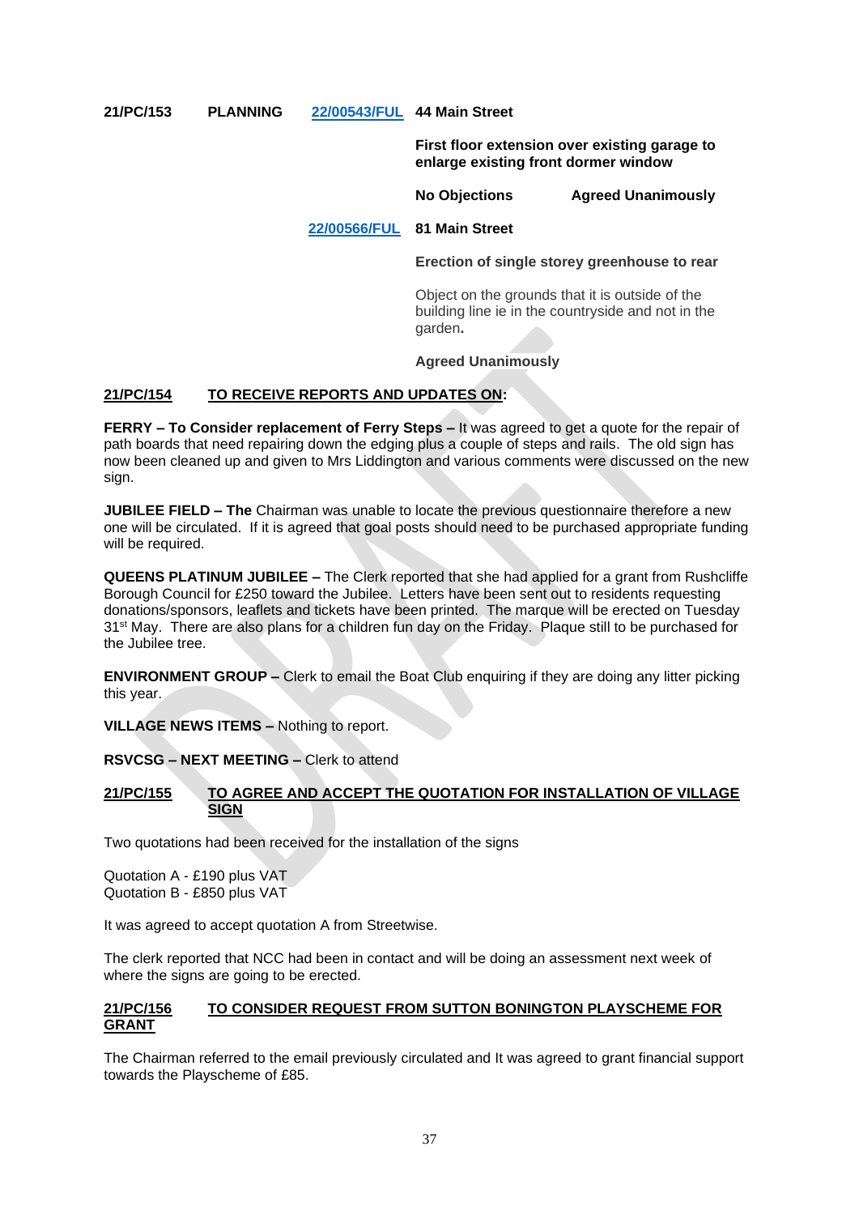**21/PC/153 PLANNING** 22/00543/FUL **44 Main Street**

**First floor extension over existing garage to enlarge existing front dormer window**

**No Objections** **Agreed Unanimously**

22/00566/FUL **81 Main Street**

**Erection of single storey greenhouse to rear**

Object on the grounds that it is outside of the building line ie in the countryside and not in the garden**.**

**Agreed Unanimously**

**21/PC/154 TO RECEIVE REPORTS AND UPDATES ON:**

**FERRY – To Consider replacement of Ferry Steps –** It was agreed to get a quote for the repair of path boards that need repairing down the edging plus a couple of steps and rails. The old sign has now been cleaned up and given to Mrs Liddington and various comments were discussed on the new sign.

**JUBILEE FIELD – The** Chairman was unable to locate the previous questionnaire therefore a new one will be circulated. If it is agreed that goal posts should need to be purchased appropriate funding will be required.

**QUEENS PLATINUM JUBILEE –** The Clerk reported that she had applied for a grant from Rushcliffe Borough Council for £250 toward the Jubilee. Letters have been sent out to residents requesting donations/sponsors, leaflets and tickets have been printed. The marque will be erected on Tuesday 31st May. There are also plans for a children fun day on the Friday. Plaque still to be purchased for the Jubilee tree.

**ENVIRONMENT GROUP –** Clerk to email the Boat Club enquiring if they are doing any litter picking this year.

**VILLAGE NEWS ITEMS –** Nothing to report.

**RSVCSG – NEXT MEETING –** Clerk to attend

**21/PC/155 TO AGREE AND ACCEPT THE QUOTATION FOR INSTALLATION OF VILLAGE SIGN**

Two quotations had been received for the installation of the signs

Quotation A - £190 plus VAT
Quotation B - £850 plus VAT

It was agreed to accept quotation A from Streetwise.

The clerk reported that NCC had been in contact and will be doing an assessment next week of where the signs are going to be erected.

**21/PC/156 TO CONSIDER REQUEST FROM SUTTON BONINGTON PLAYSCHEME FOR GRANT**

The Chairman referred to the email previously circulated and It was agreed to grant financial support towards the Playscheme of £85.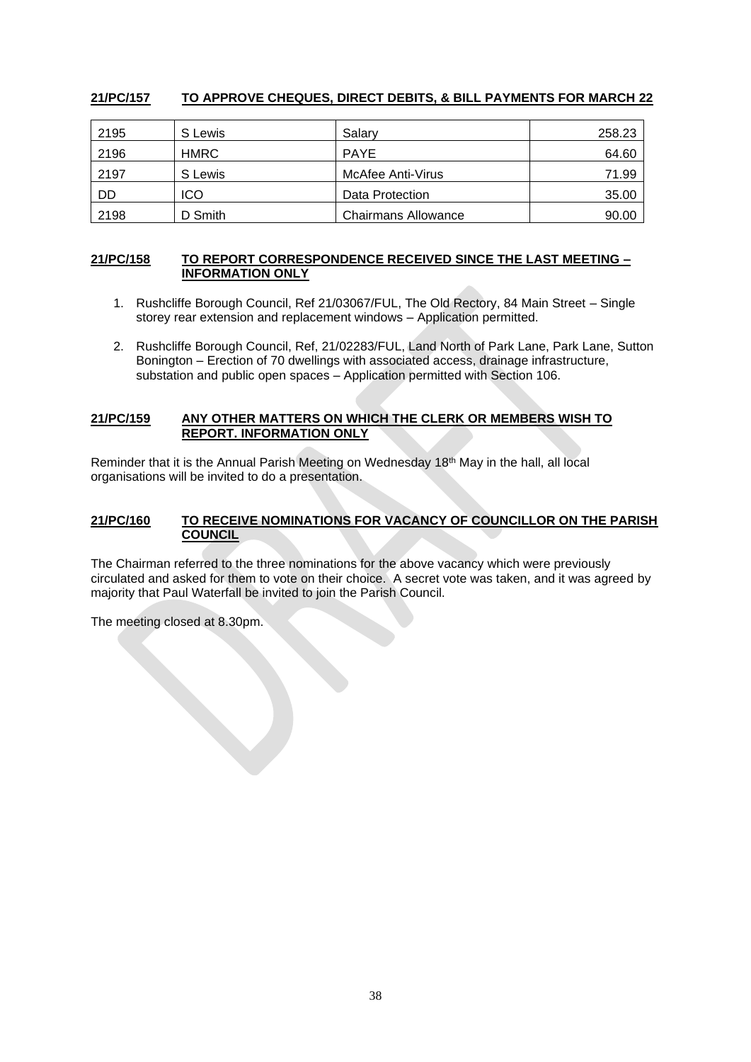**21/PC/157 TO APPROVE CHEQUES, DIRECT DEBITS, & BILL PAYMENTS FOR MARCH 22**

| | | | |
|---|---|---|---|
| 2195 | S Lewis | Salary | 258.23 |
| 2196 | HMRC | PAYE | 64.60 |
| 2197 | S Lewis | McAfee Anti-Virus | 71.99 |
| DD | ICO | Data Protection | 35.00 |
| 2198 | D Smith | Chairmans Allowance | 90.00 |

**21/PC/158 TO REPORT CORRESPONDENCE RECEIVED SINCE THE LAST MEETING – INFORMATION ONLY**

1. Rushcliffe Borough Council, Ref 21/03067/FUL, The Old Rectory, 84 Main Street – Single storey rear extension and replacement windows – Application permitted.
2. Rushcliffe Borough Council, Ref, 21/02283/FUL, Land North of Park Lane, Park Lane, Sutton Bonington – Erection of 70 dwellings with associated access, drainage infrastructure, substation and public open spaces – Application permitted with Section 106.

**21/PC/159 ANY OTHER MATTERS ON WHICH THE CLERK OR MEMBERS WISH TO REPORT. INFORMATION ONLY**

Reminder that it is the Annual Parish Meeting on Wednesday 18th May in the hall, all local organisations will be invited to do a presentation.

**21/PC/160 TO RECEIVE NOMINATIONS FOR VACANCY OF COUNCILLOR ON THE PARISH COUNCIL**

The Chairman referred to the three nominations for the above vacancy which were previously circulated and asked for them to vote on their choice. A secret vote was taken, and it was agreed by majority that Paul Waterfall be invited to join the Parish Council.

The meeting closed at 8.30pm.